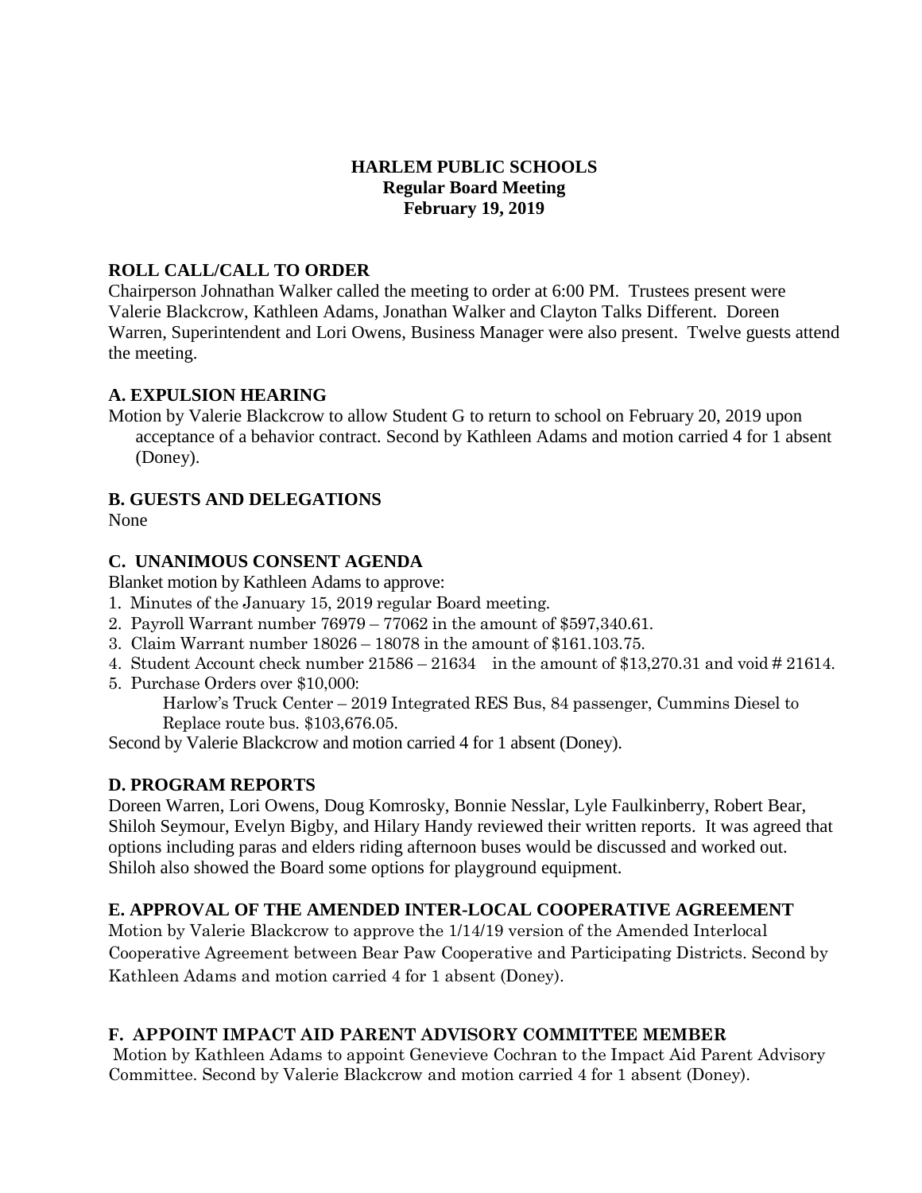**HARLEM PUBLIC SCHOOLS**
**Regular Board Meeting**
**February 19, 2019**

## ROLL CALL/CALL TO ORDER

Chairperson Johnathan Walker called the meeting to order at 6:00 PM. Trustees present were Valerie Blackcrow, Kathleen Adams, Jonathan Walker and Clayton Talks Different. Doreen Warren, Superintendent and Lori Owens, Business Manager were also present. Twelve guests attend the meeting.

## A. EXPULSION HEARING

Motion by Valerie Blackcrow to allow Student G to return to school on February 20, 2019 upon acceptance of a behavior contract. Second by Kathleen Adams and motion carried 4 for 1 absent (Doney).

## B. GUESTS AND DELEGATIONS

None

## C. UNANIMOUS CONSENT AGENDA

Blanket motion by Kathleen Adams to approve:

1. Minutes of the January 15, 2019 regular Board meeting.
2. Payroll Warrant number 76979 – 77062 in the amount of $597,340.61.
3. Claim Warrant number 18026 – 18078 in the amount of $161.103.75.
4. Student Account check number 21586 – 21634 in the amount of $13,270.31 and void # 21614.
5. Purchase Orders over $10,000:
   Harlow's Truck Center – 2019 Integrated RES Bus, 84 passenger, Cummins Diesel to Replace route bus. $103,676.05.

Second by Valerie Blackcrow and motion carried 4 for 1 absent (Doney).

## D. PROGRAM REPORTS

Doreen Warren, Lori Owens, Doug Komrosky, Bonnie Nesslar, Lyle Faulkinberry, Robert Bear, Shiloh Seymour, Evelyn Bigby, and Hilary Handy reviewed their written reports. It was agreed that options including paras and elders riding afternoon buses would be discussed and worked out. Shiloh also showed the Board some options for playground equipment.

## E. APPROVAL OF THE AMENDED INTER-LOCAL COOPERATIVE AGREEMENT

Motion by Valerie Blackcrow to approve the 1/14/19 version of the Amended Interlocal Cooperative Agreement between Bear Paw Cooperative and Participating Districts. Second by Kathleen Adams and motion carried 4 for 1 absent (Doney).

## F. APPOINT IMPACT AID PARENT ADVISORY COMMITTEE MEMBER

Motion by Kathleen Adams to appoint Genevieve Cochran to the Impact Aid Parent Advisory Committee. Second by Valerie Blackcrow and motion carried 4 for 1 absent (Doney).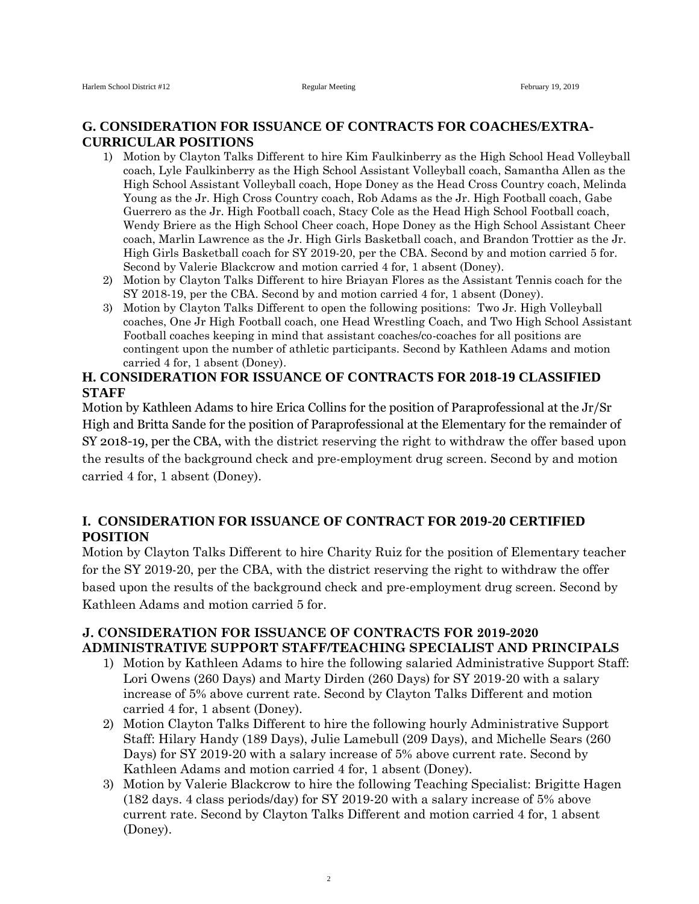## G. CONSIDERATION FOR ISSUANCE OF CONTRACTS FOR COACHES/EXTRA-CURRICULAR POSITIONS

1) Motion by Clayton Talks Different to hire Kim Faulkinberry as the High School Head Volleyball coach, Lyle Faulkinberry as the High School Assistant Volleyball coach, Samantha Allen as the High School Assistant Volleyball coach, Hope Doney as the Head Cross Country coach, Melinda Young as the Jr. High Cross Country coach, Rob Adams as the Jr. High Football coach, Gabe Guerrero as the Jr. High Football coach, Stacy Cole as the Head High School Football coach, Wendy Briere as the High School Cheer coach, Hope Doney as the High School Assistant Cheer coach, Marlin Lawrence as the Jr. High Girls Basketball coach, and Brandon Trottier as the Jr. High Girls Basketball coach for SY 2019-20, per the CBA. Second by and motion carried 5 for. Second by Valerie Blackcrow and motion carried 4 for, 1 absent (Doney).
2) Motion by Clayton Talks Different to hire Briayan Flores as the Assistant Tennis coach for the SY 2018-19, per the CBA. Second by and motion carried 4 for, 1 absent (Doney).
3) Motion by Clayton Talks Different to open the following positions: Two Jr. High Volleyball coaches, One Jr High Football coach, one Head Wrestling Coach, and Two High School Assistant Football coaches keeping in mind that assistant coaches/co-coaches for all positions are contingent upon the number of athletic participants. Second by Kathleen Adams and motion carried 4 for, 1 absent (Doney).

## H. CONSIDERATION FOR ISSUANCE OF CONTRACTS FOR 2018-19 CLASSIFIED STAFF

Motion by Kathleen Adams to hire Erica Collins for the position of Paraprofessional at the Jr/Sr High and Britta Sande for the position of Paraprofessional at the Elementary for the remainder of SY 2018-19, per the CBA, with the district reserving the right to withdraw the offer based upon the results of the background check and pre-employment drug screen. Second by and motion carried 4 for, 1 absent (Doney).

## I. CONSIDERATION FOR ISSUANCE OF CONTRACT FOR 2019-20 CERTIFIED POSITION

Motion by Clayton Talks Different to hire Charity Ruiz for the position of Elementary teacher for the SY 2019-20, per the CBA, with the district reserving the right to withdraw the offer based upon the results of the background check and pre-employment drug screen. Second by Kathleen Adams and motion carried 5 for.

## J. CONSIDERATION FOR ISSUANCE OF CONTRACTS FOR 2019-2020 ADMINISTRATIVE SUPPORT STAFF/TEACHING SPECIALIST AND PRINCIPALS

1) Motion by Kathleen Adams to hire the following salaried Administrative Support Staff: Lori Owens (260 Days) and Marty Dirden (260 Days) for SY 2019-20 with a salary increase of 5% above current rate. Second by Clayton Talks Different and motion carried 4 for, 1 absent (Doney).
2) Motion Clayton Talks Different to hire the following hourly Administrative Support Staff: Hilary Handy (189 Days), Julie Lamebull (209 Days), and Michelle Sears (260 Days) for SY 2019-20 with a salary increase of 5% above current rate. Second by Kathleen Adams and motion carried 4 for, 1 absent (Doney).
3) Motion by Valerie Blackcrow to hire the following Teaching Specialist: Brigitte Hagen (182 days. 4 class periods/day) for SY 2019-20 with a salary increase of 5% above current rate. Second by Clayton Talks Different and motion carried 4 for, 1 absent (Doney).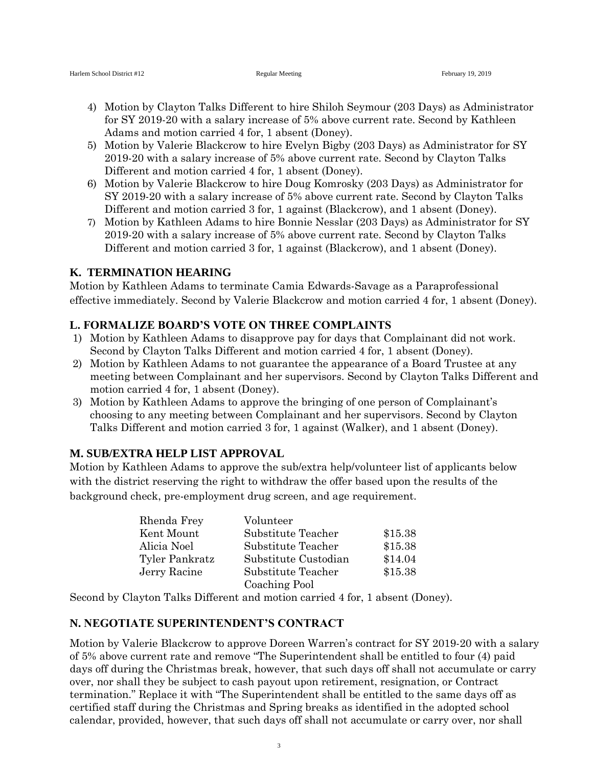4) Motion by Clayton Talks Different to hire Shiloh Seymour (203 Days) as Administrator for SY 2019-20 with a salary increase of 5% above current rate. Second by Kathleen Adams and motion carried 4 for, 1 absent (Doney).
5) Motion by Valerie Blackcrow to hire Evelyn Bigby (203 Days) as Administrator for SY 2019-20 with a salary increase of 5% above current rate. Second by Clayton Talks Different and motion carried 4 for, 1 absent (Doney).
6) Motion by Valerie Blackcrow to hire Doug Komrosky (203 Days) as Administrator for SY 2019-20 with a salary increase of 5% above current rate. Second by Clayton Talks Different and motion carried 3 for, 1 against (Blackcrow), and 1 absent (Doney).
7) Motion by Kathleen Adams to hire Bonnie Nesslar (203 Days) as Administrator for SY 2019-20 with a salary increase of 5% above current rate. Second by Clayton Talks Different and motion carried 3 for, 1 against (Blackcrow), and 1 absent (Doney).

## K. TERMINATION HEARING

Motion by Kathleen Adams to terminate Camia Edwards-Savage as a Paraprofessional effective immediately. Second by Valerie Blackcrow and motion carried 4 for, 1 absent (Doney).

## L. FORMALIZE BOARD'S VOTE ON THREE COMPLAINTS

1) Motion by Kathleen Adams to disapprove pay for days that Complainant did not work. Second by Clayton Talks Different and motion carried 4 for, 1 absent (Doney).
2) Motion by Kathleen Adams to not guarantee the appearance of a Board Trustee at any meeting between Complainant and her supervisors. Second by Clayton Talks Different and motion carried 4 for, 1 absent (Doney).
3) Motion by Kathleen Adams to approve the bringing of one person of Complainant's choosing to any meeting between Complainant and her supervisors. Second by Clayton Talks Different and motion carried 3 for, 1 against (Walker), and 1 absent (Doney).

## M. SUB/EXTRA HELP LIST APPROVAL

Motion by Kathleen Adams to approve the sub/extra help/volunteer list of applicants below with the district reserving the right to withdraw the offer based upon the results of the background check, pre-employment drug screen, and age requirement.

| | | |
|---|---|---|
| Rhenda Frey | Volunteer | |
| Kent Mount | Substitute Teacher | $15.38 |
| Alicia Noel | Substitute Teacher | $15.38 |
| Tyler Pankratz | Substitute Custodian | $14.04 |
| Jerry Racine | Substitute Teacher | $15.38 |
| | Coaching Pool | |

Second by Clayton Talks Different and motion carried 4 for, 1 absent (Doney).

## N. NEGOTIATE SUPERINTENDENT'S CONTRACT

Motion by Valerie Blackcrow to approve Doreen Warren's contract for SY 2019-20 with a salary of 5% above current rate and remove "The Superintendent shall be entitled to four (4) paid days off during the Christmas break, however, that such days off shall not accumulate or carry over, nor shall they be subject to cash payout upon retirement, resignation, or Contract termination." Replace it with "The Superintendent shall be entitled to the same days off as certified staff during the Christmas and Spring breaks as identified in the adopted school calendar, provided, however, that such days off shall not accumulate or carry over, nor shall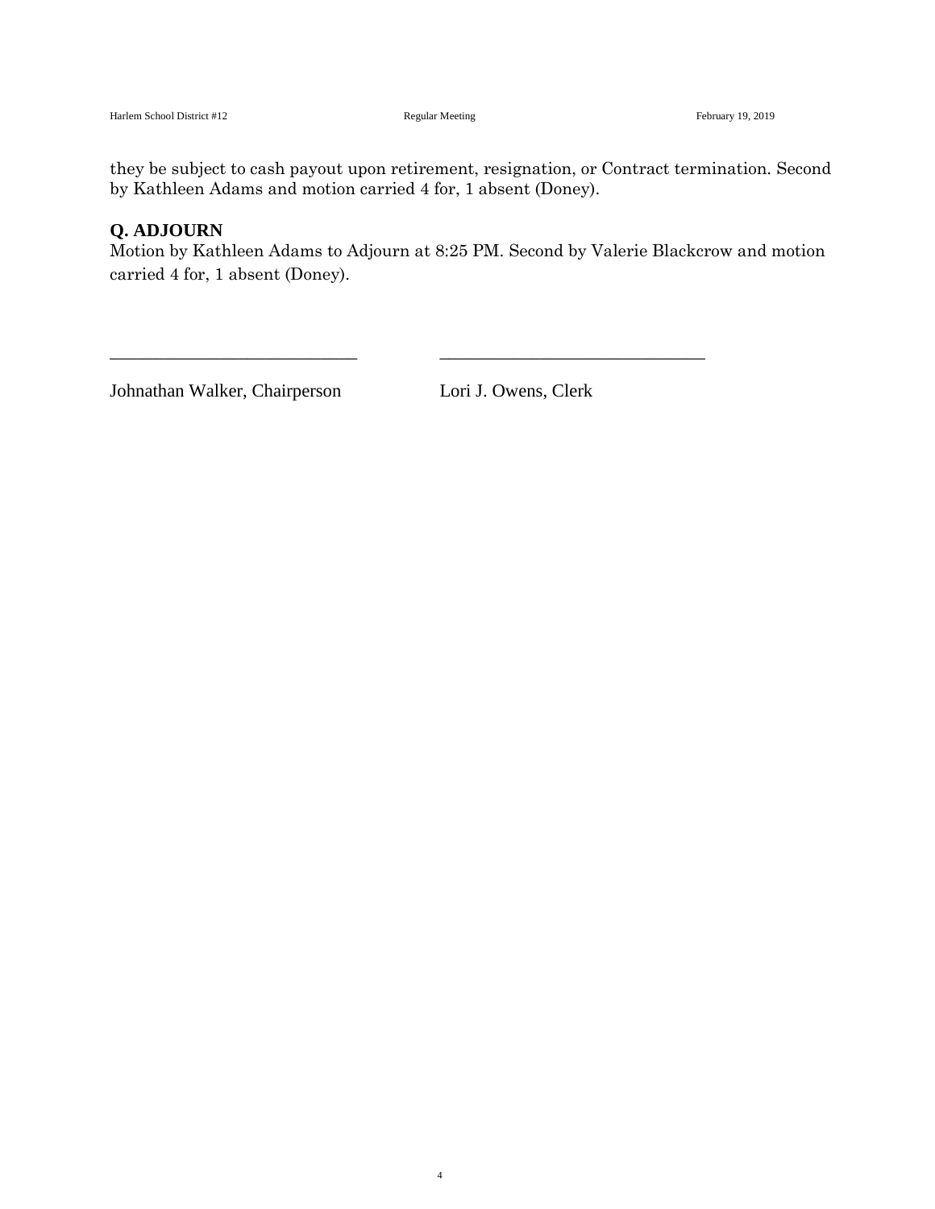they be subject to cash payout upon retirement, resignation, or Contract termination. Second by Kathleen Adams and motion carried 4 for, 1 absent (Doney).

**Q. ADJOURN**

Motion by Kathleen Adams to Adjourn at 8:25 PM. Second by Valerie Blackcrow and motion carried 4 for, 1 absent (Doney).

_____________________________ _______________________________

Johnathan Walker, Chairperson Lori J. Owens, Clerk